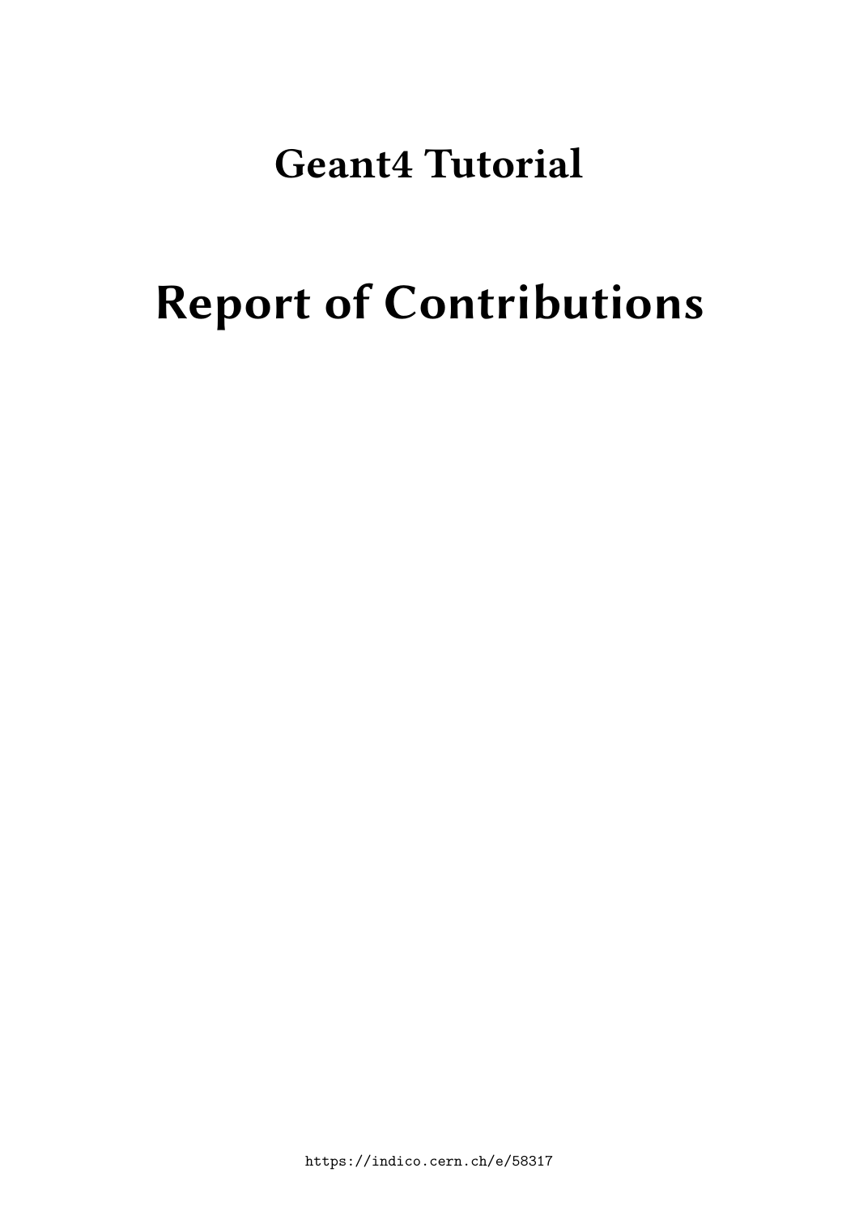# Geant4 Tutorial

# Report of Contributions

https://indico.cern.ch/e/58317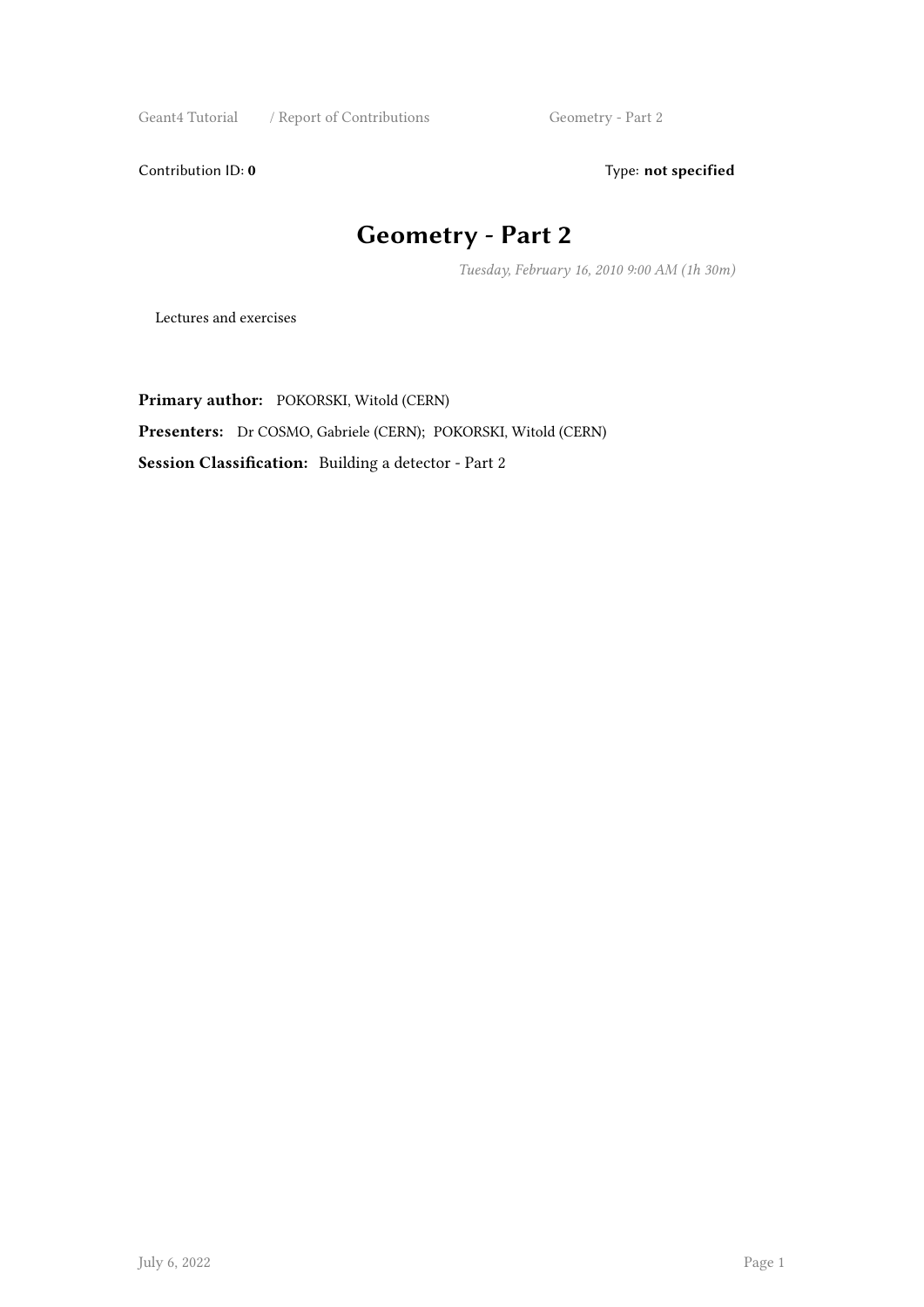Contribution ID: **0** Type: **not specified**

# Geometry - Part 2

*Tuesday, February 16, 2010 9:00 AM (1h 30m)*

Lectures and exercises

**Primary author:** POKORSKI, Witold (CERN)

**Presenters:** Dr COSMO, Gabriele (CERN); POKORSKI, Witold (CERN)

**Session Classification:** Building a detector - Part 2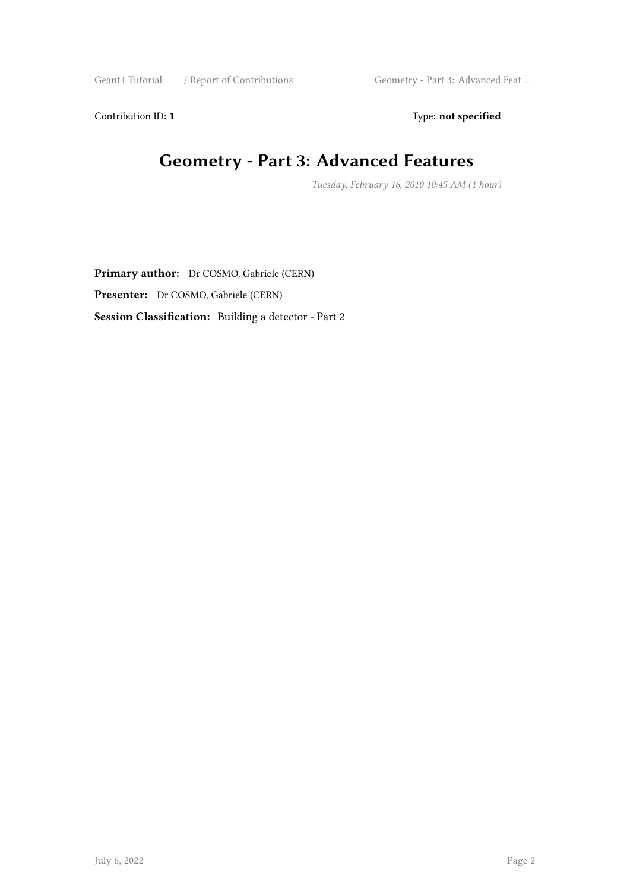Contribution ID: **1** Type: **not specified**

# Geometry - Part 3: Advanced Features

*Tuesday, February 16, 2010 10:45 AM (1 hour)*

**Primary author:** Dr COSMO, Gabriele (CERN)

**Presenter:** Dr COSMO, Gabriele (CERN)

**Session Classification:** Building a detector - Part 2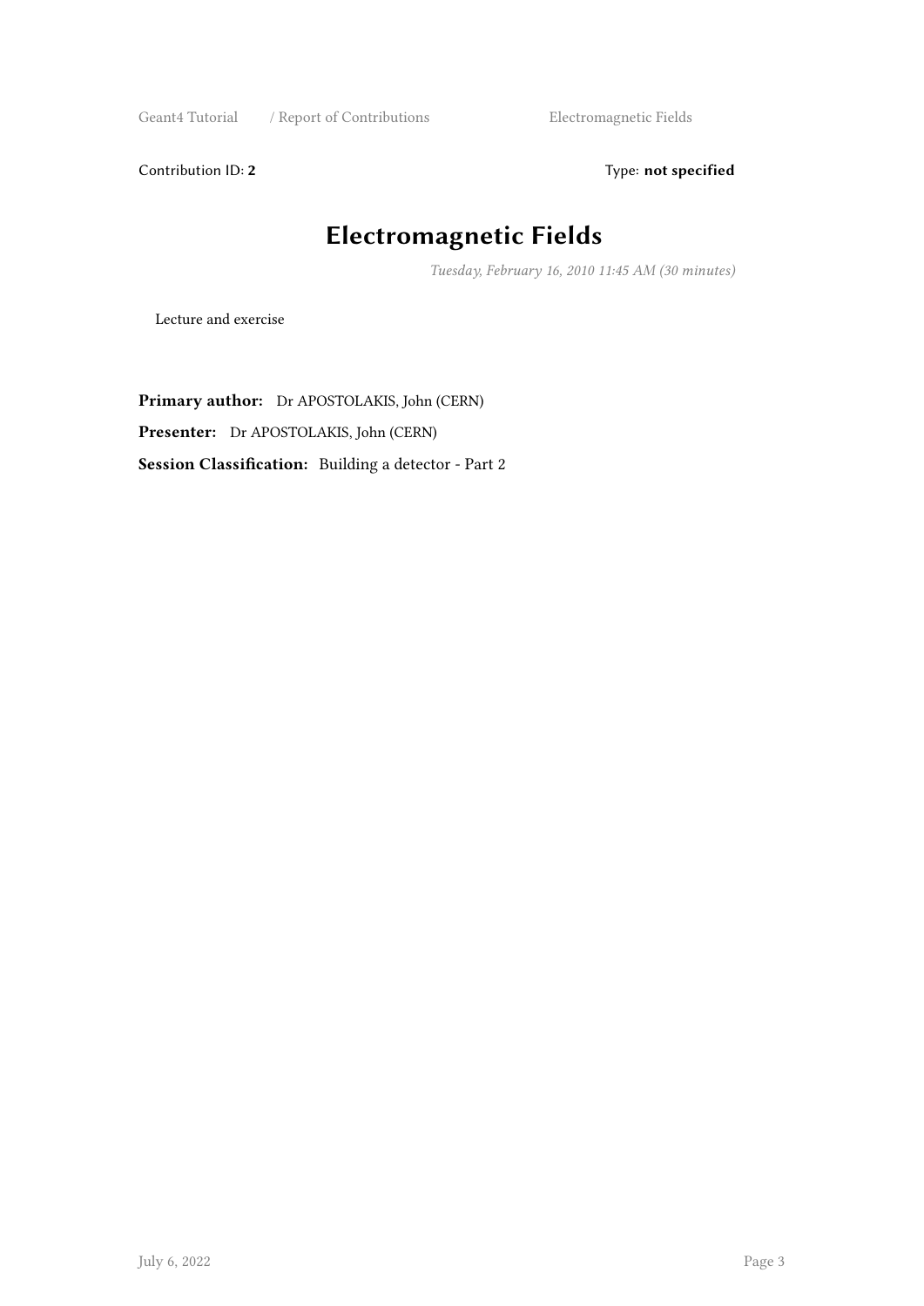Contribution ID: **2** Type: **not specified**

# Electromagnetic Fields

*Tuesday, February 16, 2010 11:45 AM (30 minutes)*

Lecture and exercise

**Primary author:** Dr APOSTOLAKIS, John (CERN)

**Presenter:** Dr APOSTOLAKIS, John (CERN)

**Session Classification:** Building a detector - Part 2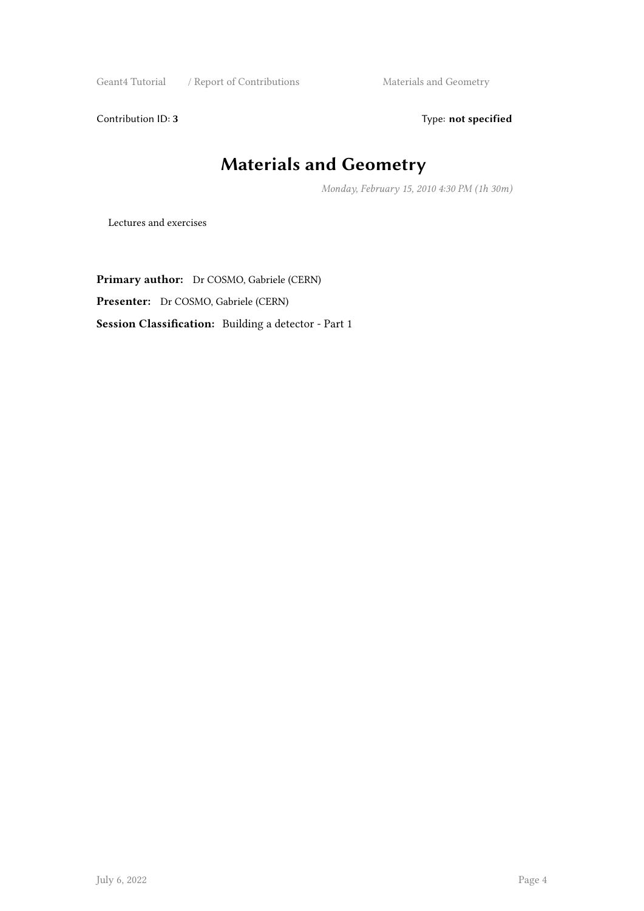Contribution ID: **3** Type: **not specified**

# Materials and Geometry

*Monday, February 15, 2010 4:30 PM (1h 30m)*

Lectures and exercises

**Primary author:** Dr COSMO, Gabriele (CERN)

**Presenter:** Dr COSMO, Gabriele (CERN)

**Session Classification:** Building a detector - Part 1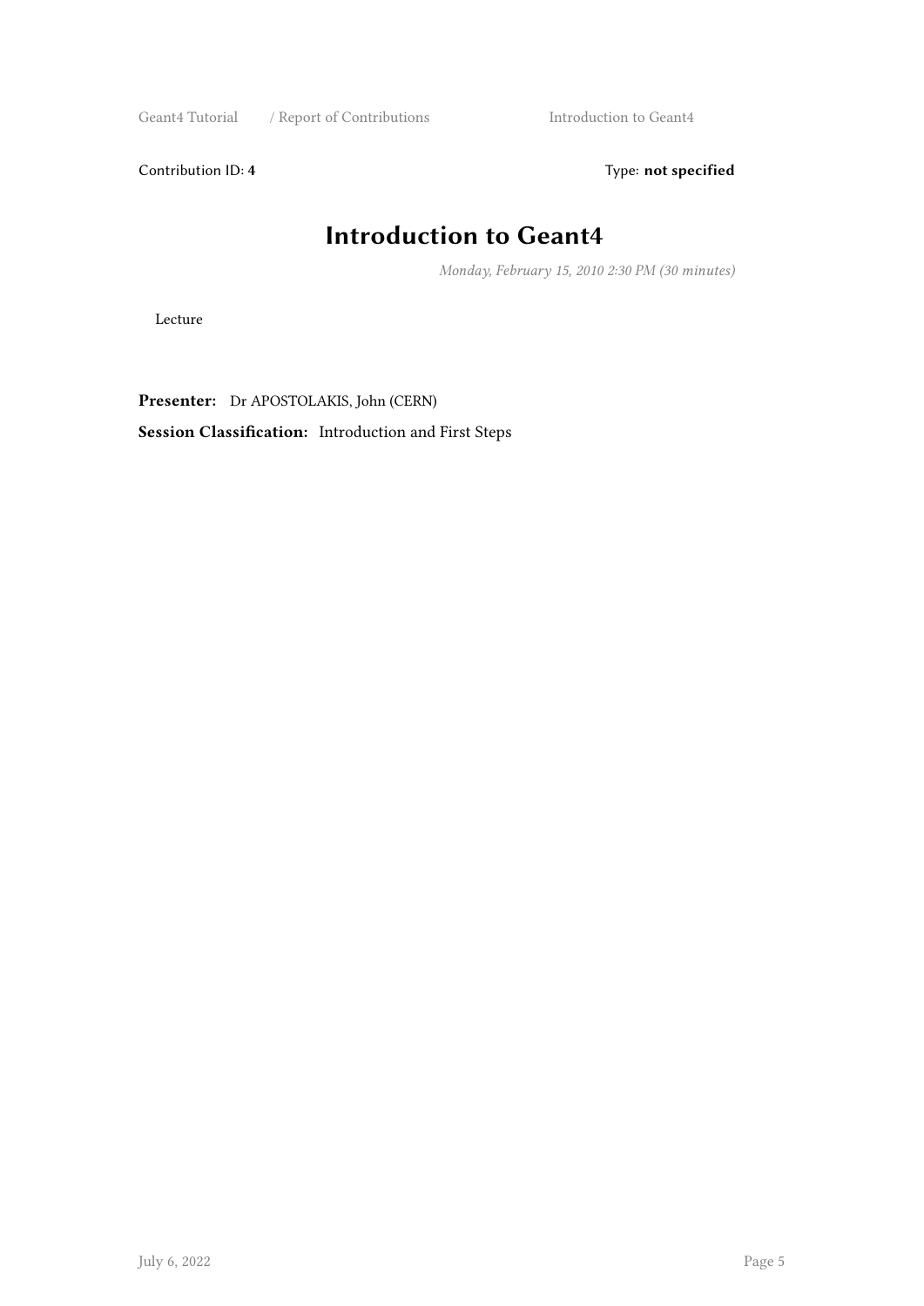Contribution ID: **4** Type: **not specified**

# Introduction to Geant4

*Monday, February 15, 2010 2:30 PM (30 minutes)*

Lecture

**Presenter:** Dr APOSTOLAKIS, John (CERN)

**Session Classification:** Introduction and First Steps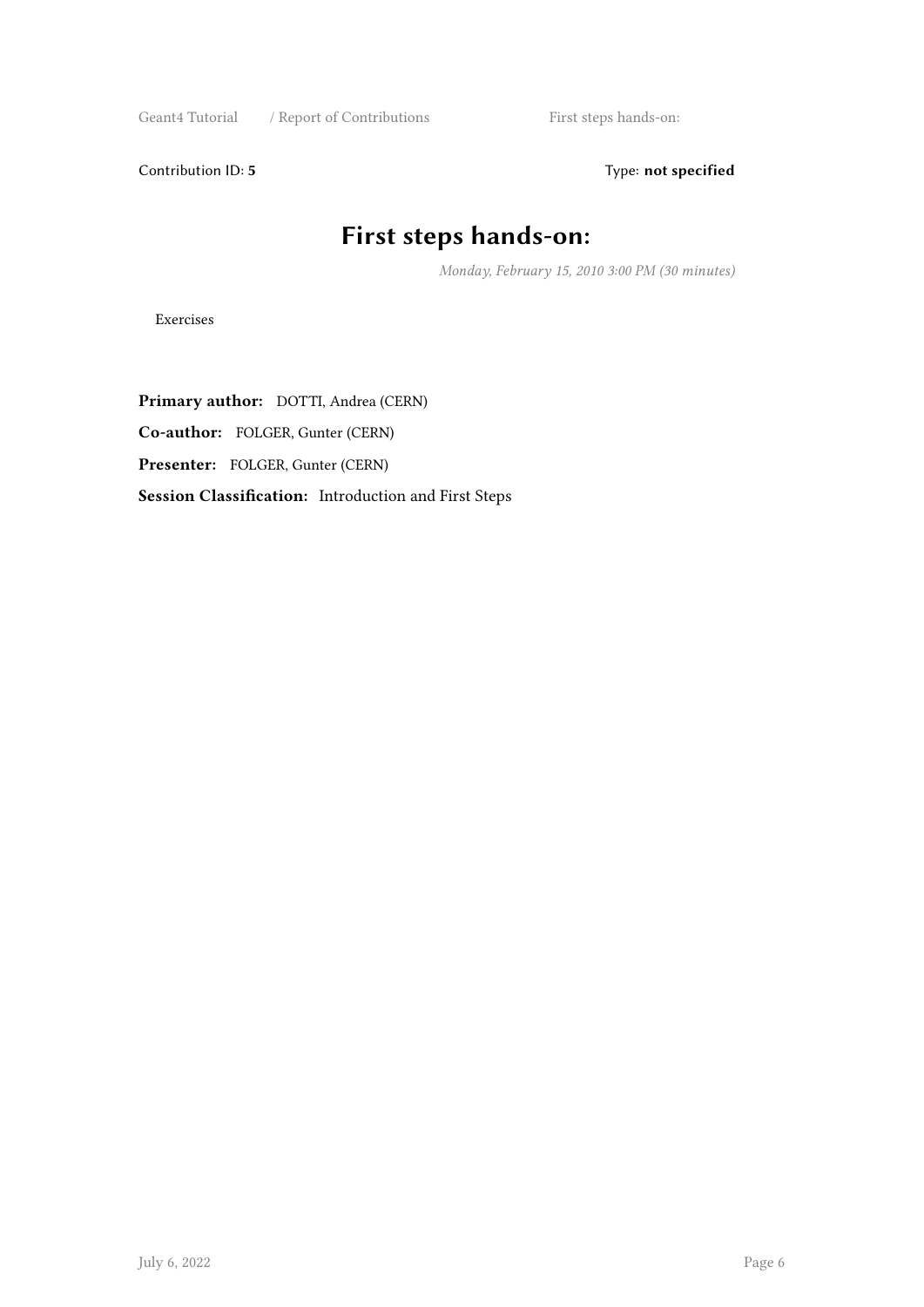Contribution ID: **5**

Type: **not specified**

# First steps hands-on:

*Monday, February 15, 2010 3:00 PM (30 minutes)*

Exercises

**Primary author:** DOTTI, Andrea (CERN)

**Co-author:** FOLGER, Gunter (CERN)

**Presenter:** FOLGER, Gunter (CERN)

**Session Classification:** Introduction and First Steps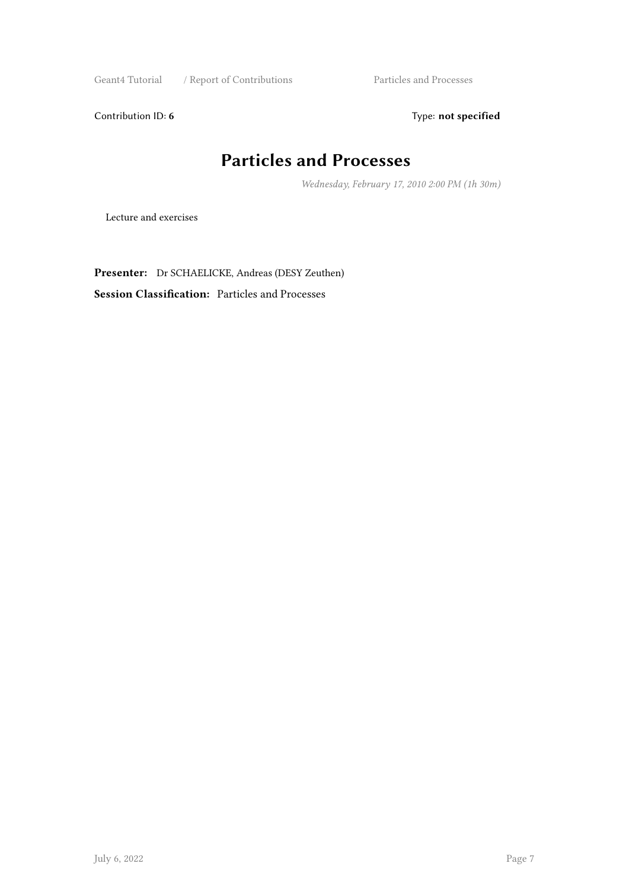Contribution ID: **6** Type: **not specified**

# Particles and Processes

*Wednesday, February 17, 2010 2:00 PM (1h 30m)*

Lecture and exercises

**Presenter:** Dr SCHAELICKE, Andreas (DESY Zeuthen)

**Session Classification:** Particles and Processes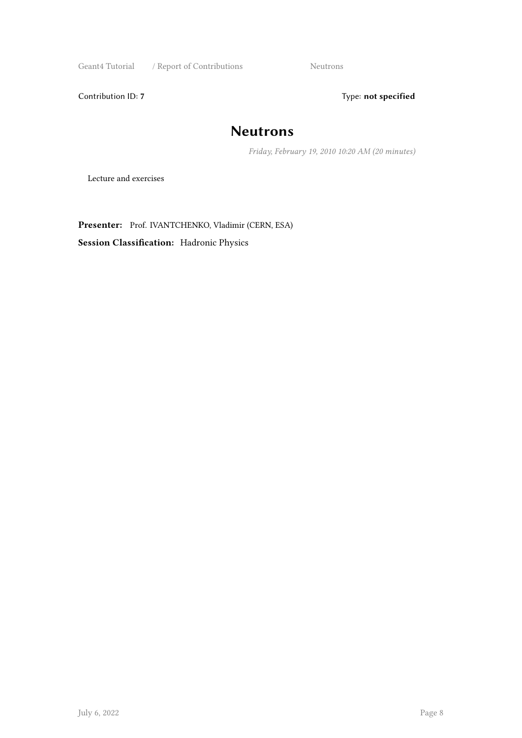Contribution ID: **7** Type: **not specified**

# Neutrons

*Friday, February 19, 2010 10:20 AM (20 minutes)*

Lecture and exercises

**Presenter:** Prof. IVANTCHENKO, Vladimir (CERN, ESA)

**Session Classification:** Hadronic Physics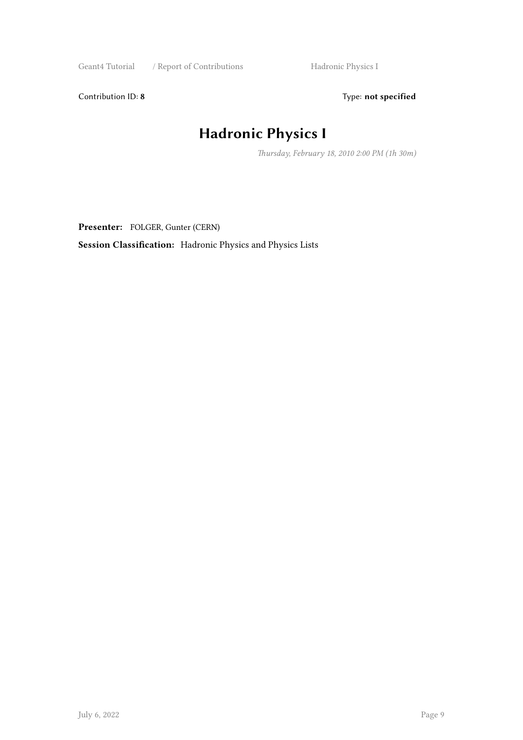Contribution ID: **8** Type: **not specified**

# Hadronic Physics I

*Thursday, February 18, 2010 2:00 PM (1h 30m)*

**Presenter:** FOLGER, Gunter (CERN)

**Session Classification:** Hadronic Physics and Physics Lists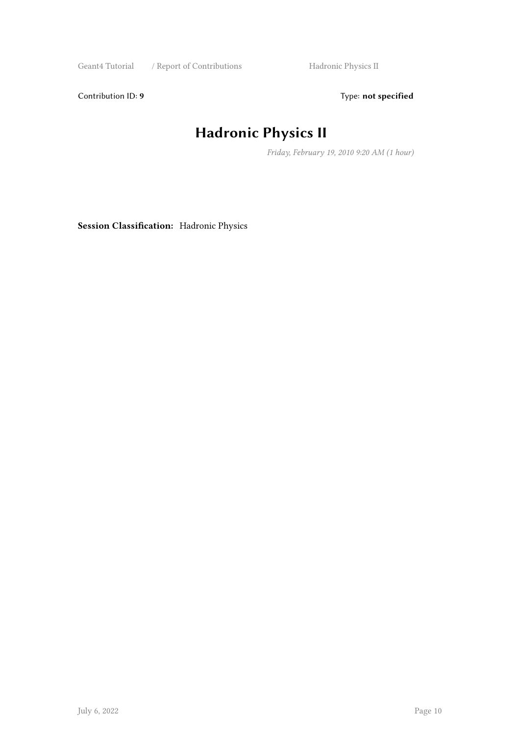Contribution ID: **9** Type: **not specified**

# Hadronic Physics II

*Friday, February 19, 2010 9:20 AM (1 hour)*

**Session Classification:** Hadronic Physics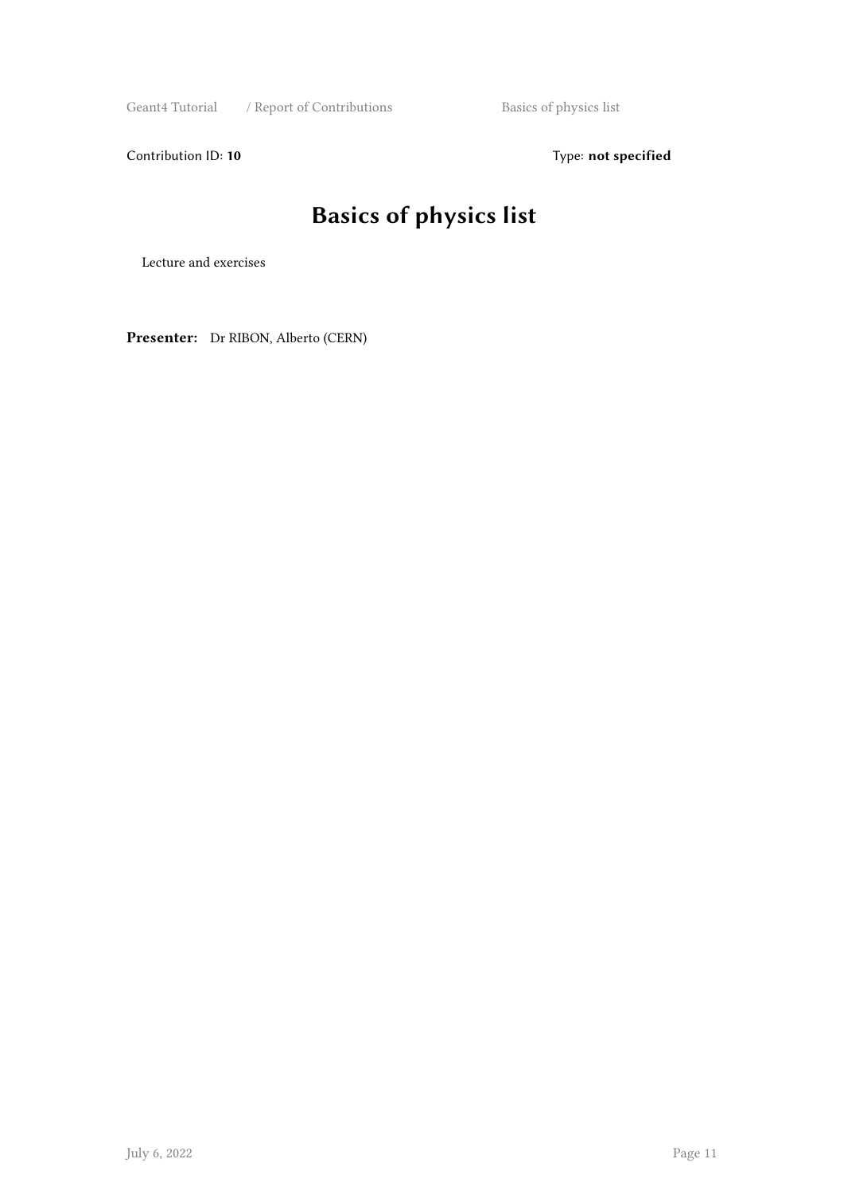Contribution ID: **10** Type: **not specified**

# Basics of physics list

Lecture and exercises

**Presenter:** Dr RIBON, Alberto (CERN)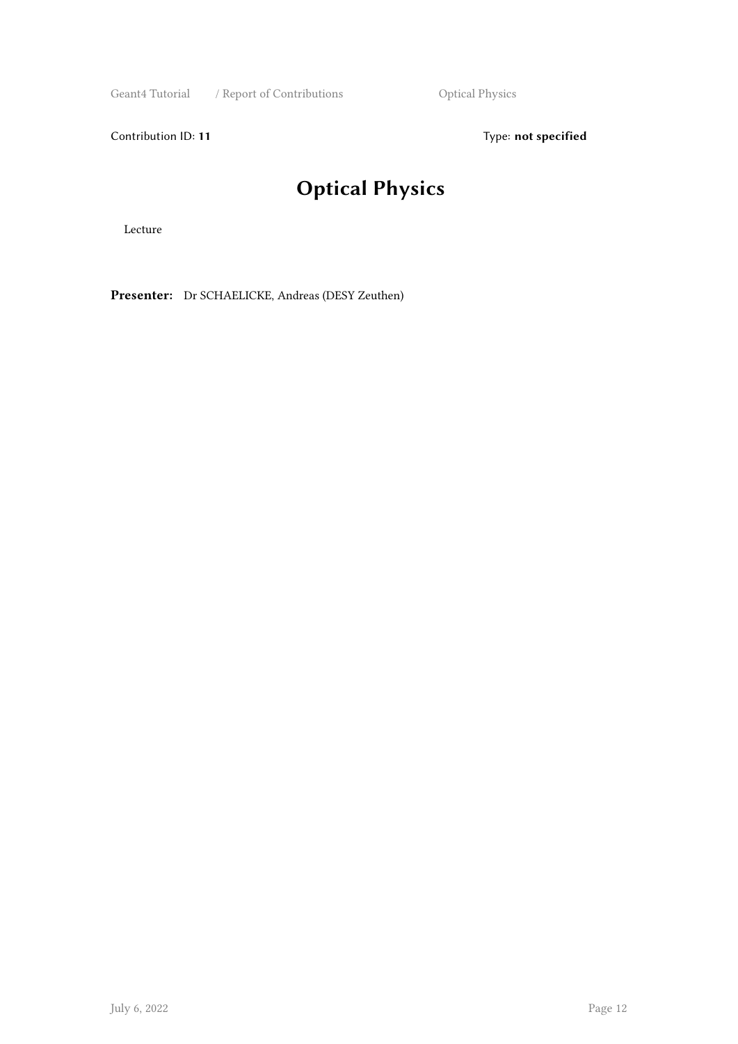Contribution ID: **11** Type: **not specified**

# Optical Physics

Lecture

**Presenter:** Dr SCHAELICKE, Andreas (DESY Zeuthen)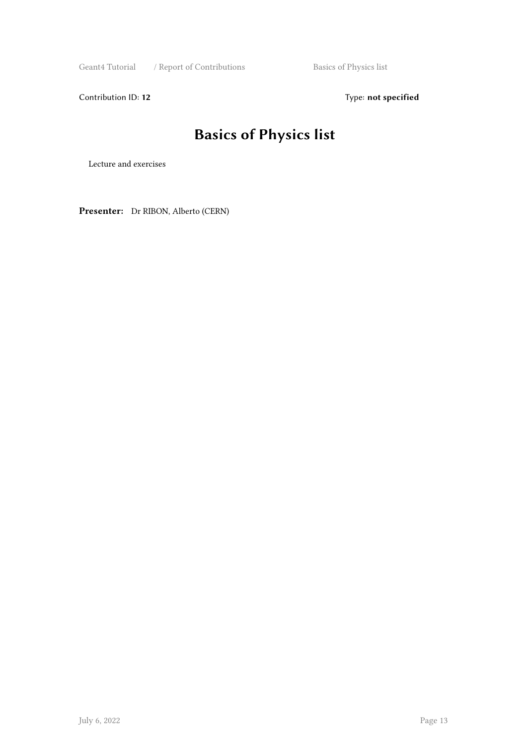Contribution ID: **12** Type: **not specified**

# Basics of Physics list

Lecture and exercises

**Presenter:** Dr RIBON, Alberto (CERN)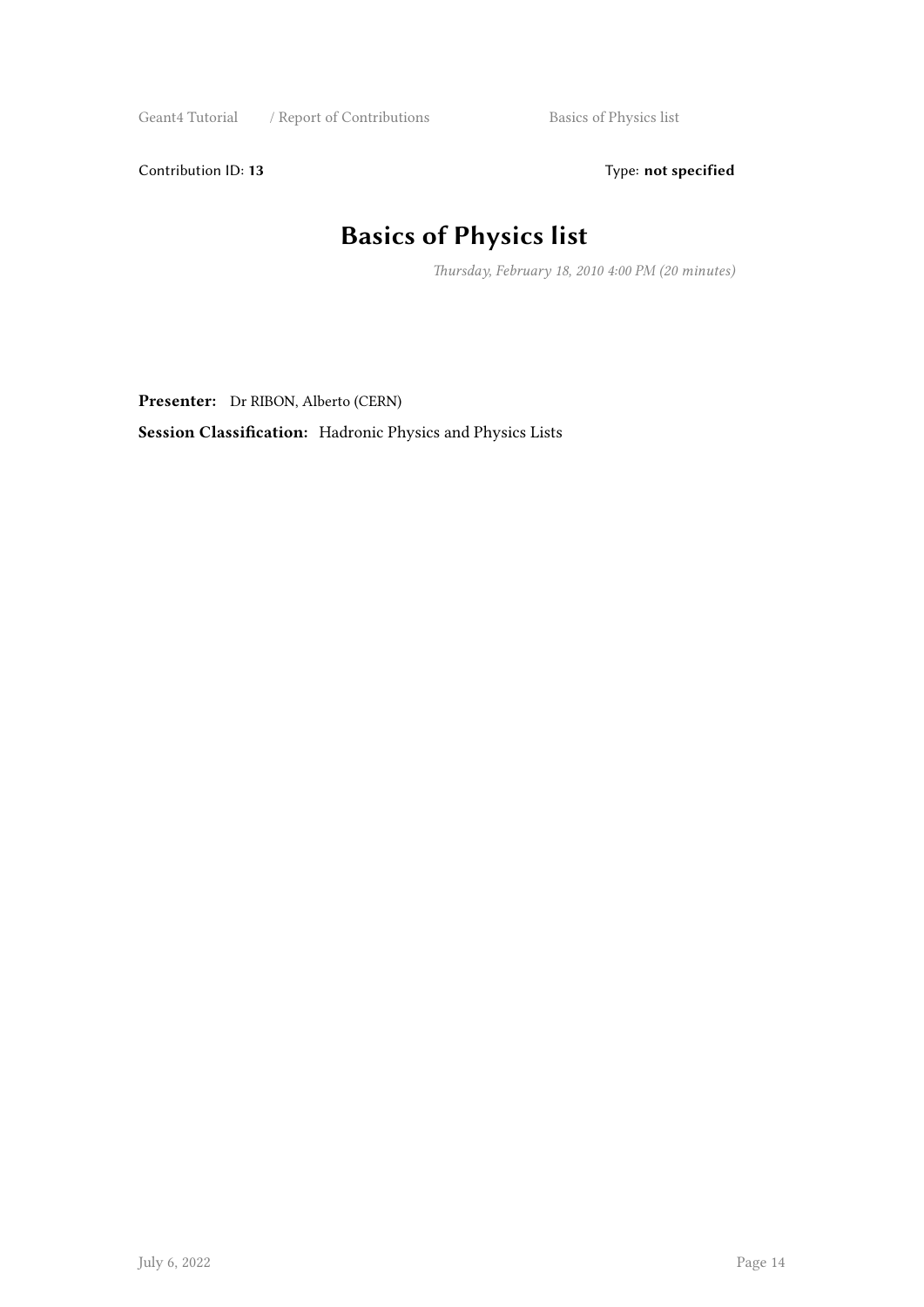Contribution ID: **13** Type: **not specified**

# Basics of Physics list

*Thursday, February 18, 2010 4:00 PM (20 minutes)*

**Presenter:** Dr RIBON, Alberto (CERN)

**Session Classification:** Hadronic Physics and Physics Lists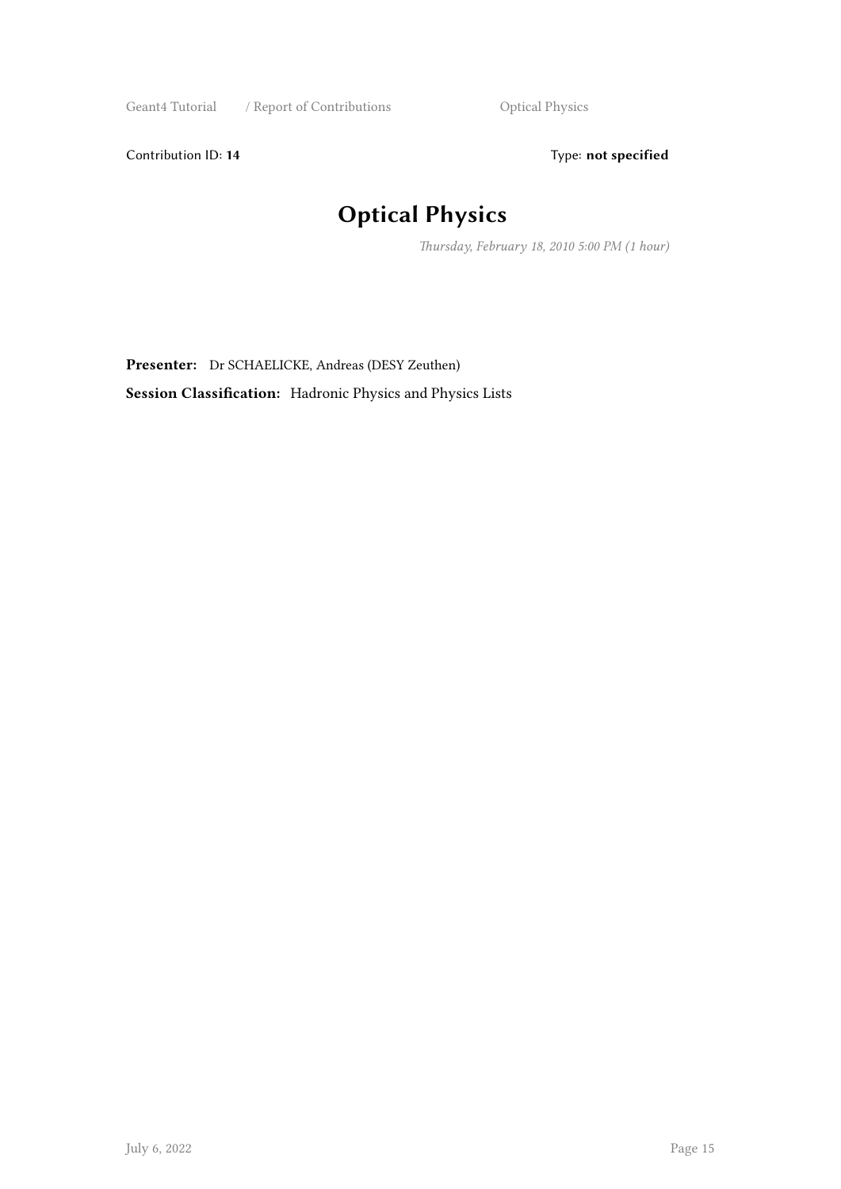Contribution ID: **14** Type: **not specified**

# Optical Physics

*Thursday, February 18, 2010 5:00 PM (1 hour)*

**Presenter:** Dr SCHAELICKE, Andreas (DESY Zeuthen)

**Session Classification:** Hadronic Physics and Physics Lists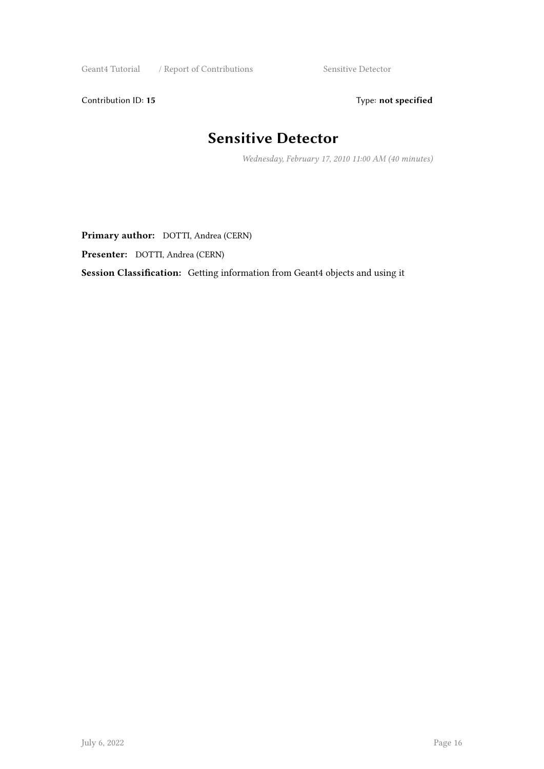Contribution ID: **15** Type: **not specified**

# Sensitive Detector

*Wednesday, February 17, 2010 11:00 AM (40 minutes)*

**Primary author:** DOTTI, Andrea (CERN)

**Presenter:** DOTTI, Andrea (CERN)

**Session Classification:** Getting information from Geant4 objects and using it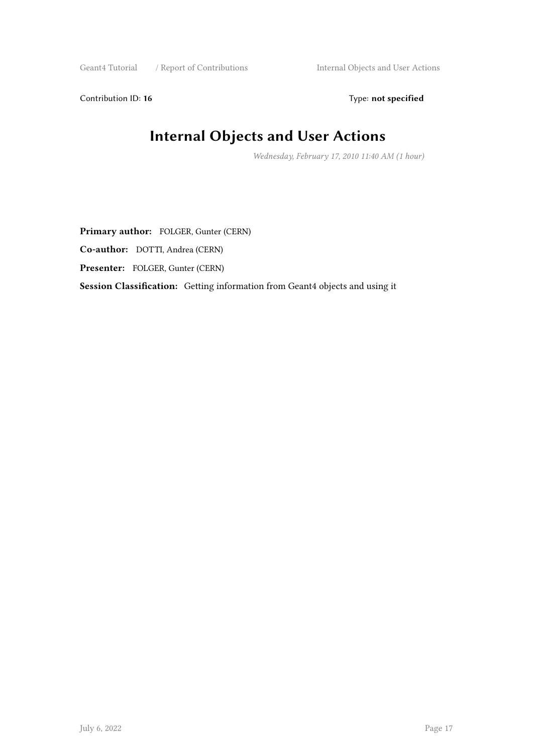Contribution ID: **16** Type: **not specified**

# Internal Objects and User Actions

*Wednesday, February 17, 2010 11:40 AM (1 hour)*

**Primary author:** FOLGER, Gunter (CERN)

**Co-author:** DOTTI, Andrea (CERN)

**Presenter:** FOLGER, Gunter (CERN)

**Session Classification:** Getting information from Geant4 objects and using it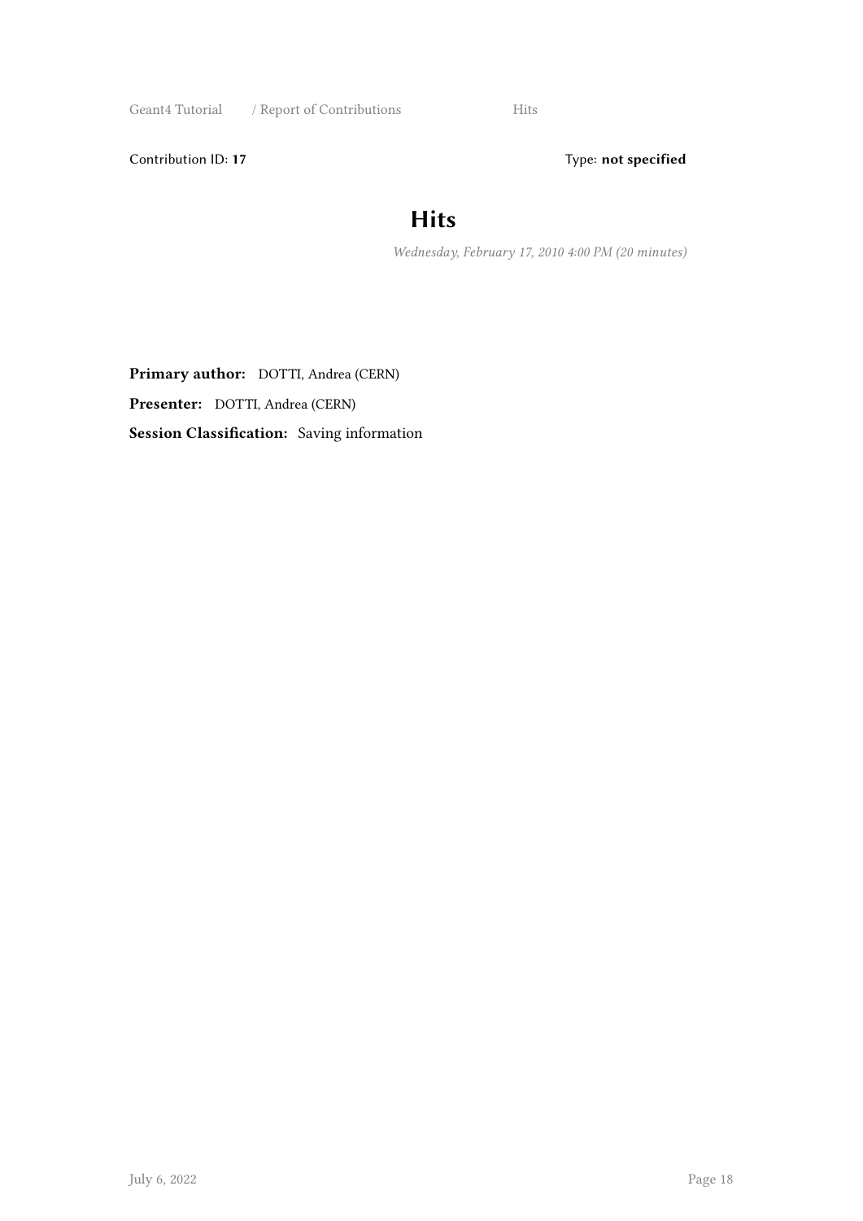Contribution ID: **17** Type: **not specified**

# Hits

*Wednesday, February 17, 2010 4:00 PM (20 minutes)*

**Primary author:** DOTTI, Andrea (CERN)

**Presenter:** DOTTI, Andrea (CERN)

**Session Classification:** Saving information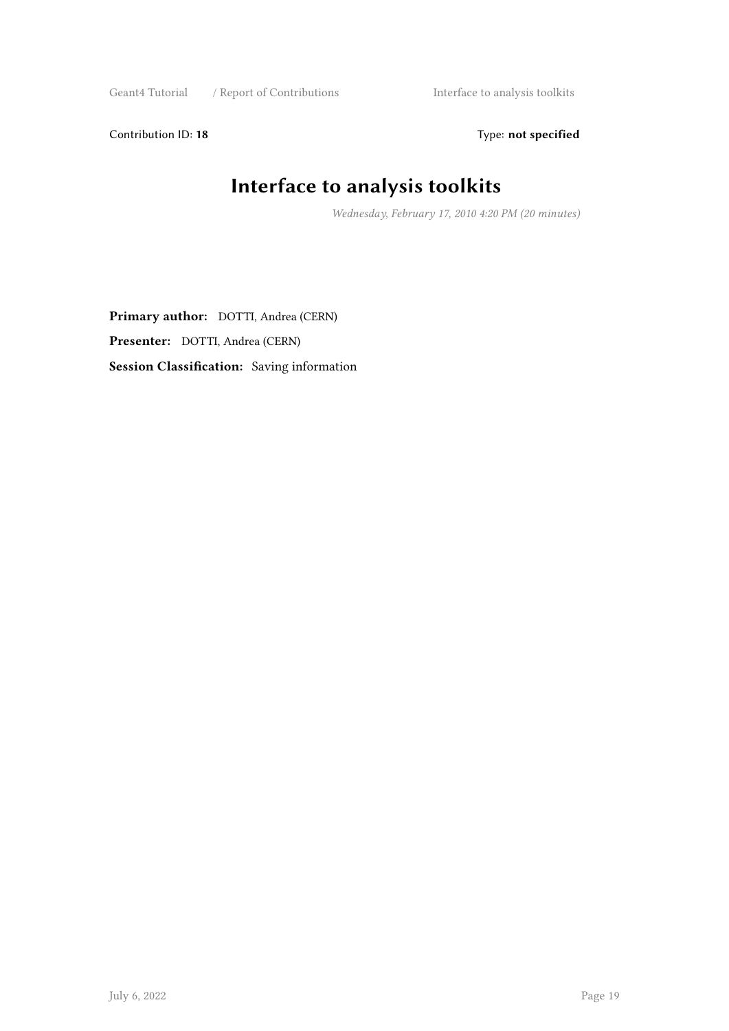Contribution ID: **18** Type: **not specified**

# Interface to analysis toolkits

*Wednesday, February 17, 2010 4:20 PM (20 minutes)*

**Primary author:** DOTTI, Andrea (CERN)

**Presenter:** DOTTI, Andrea (CERN)

**Session Classification:** Saving information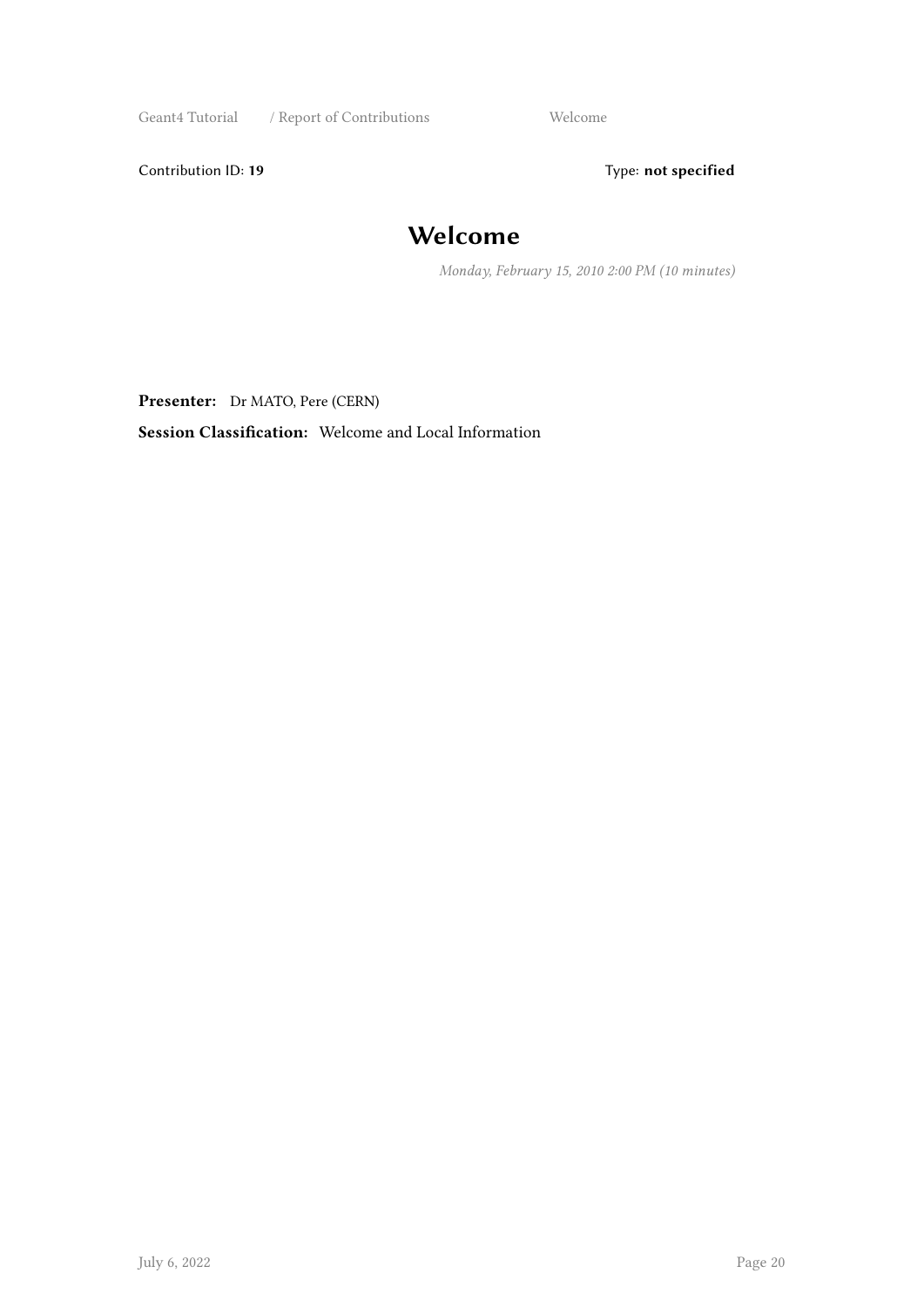Contribution ID: **19** Type: **not specified**

# Welcome

*Monday, February 15, 2010 2:00 PM (10 minutes)*

**Presenter:** Dr MATO, Pere (CERN)

**Session Classification:** Welcome and Local Information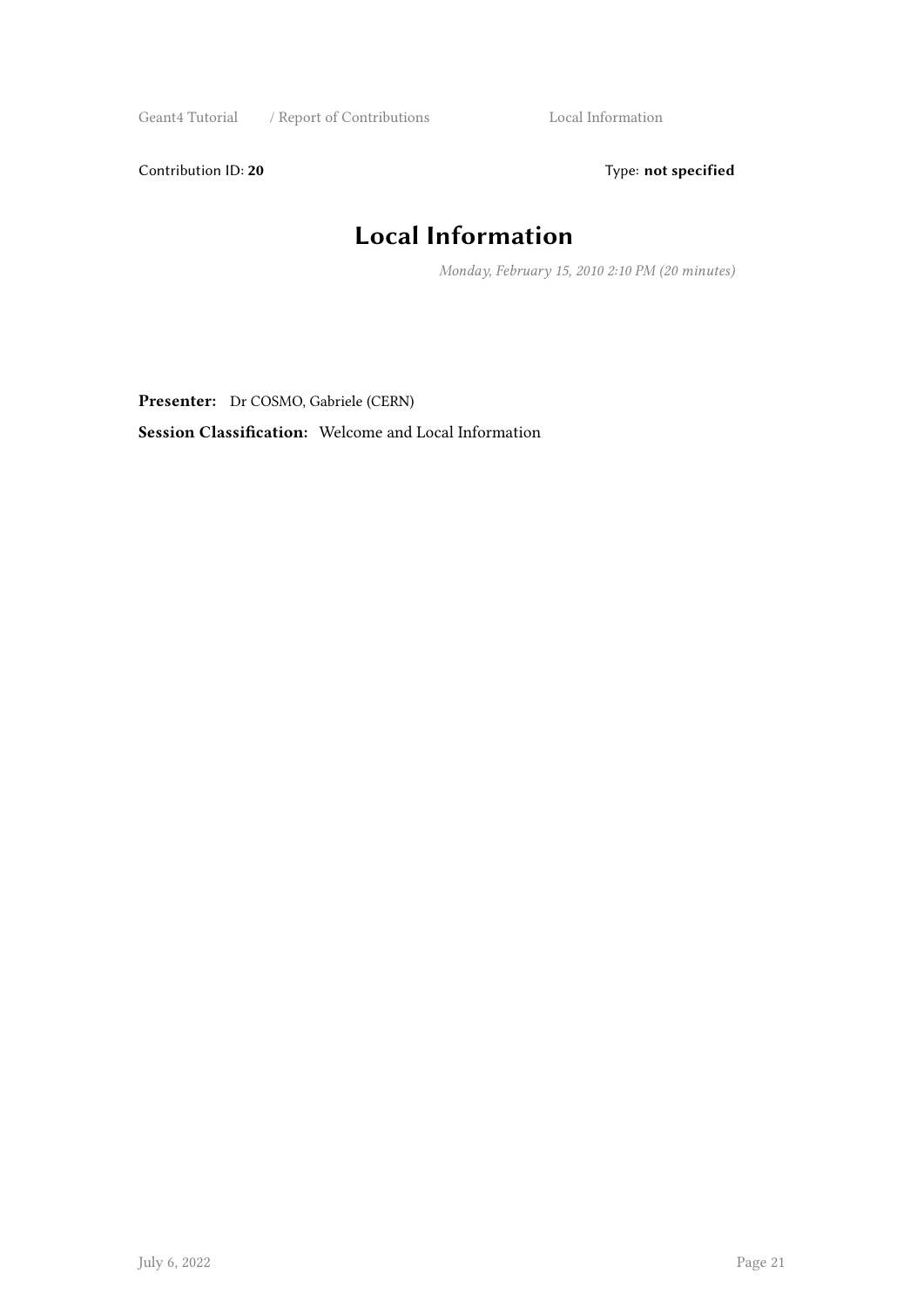Contribution ID: **20** Type: **not specified**

# Local Information

*Monday, February 15, 2010 2:10 PM (20 minutes)*

**Presenter:** Dr COSMO, Gabriele (CERN)

**Session Classification:** Welcome and Local Information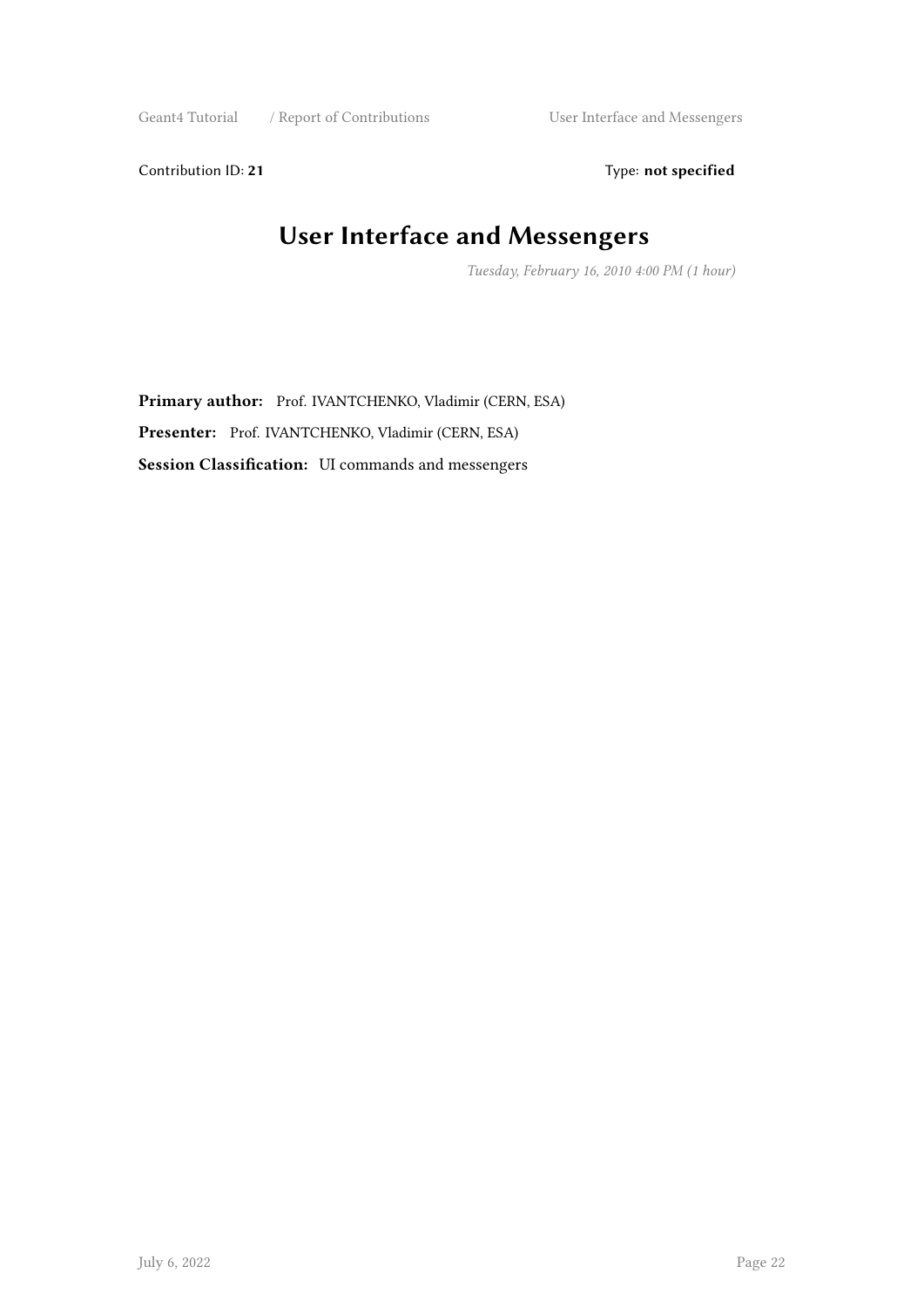Contribution ID: **21** Type: **not specified**

# User Interface and Messengers

*Tuesday, February 16, 2010 4:00 PM (1 hour)*

**Primary author:** Prof. IVANTCHENKO, Vladimir (CERN, ESA)

**Presenter:** Prof. IVANTCHENKO, Vladimir (CERN, ESA)

**Session Classification:** UI commands and messengers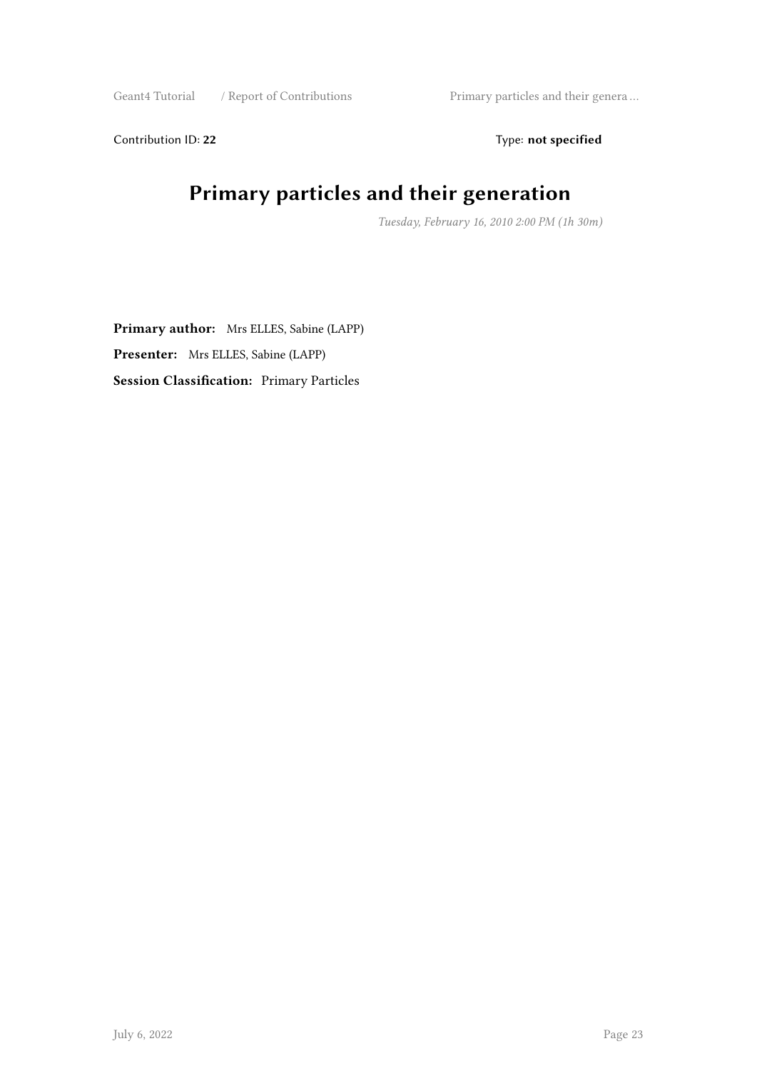Contribution ID: **22** Type: **not specified**

# Primary particles and their generation

*Tuesday, February 16, 2010 2:00 PM (1h 30m)*

**Primary author:** Mrs ELLES, Sabine (LAPP)

**Presenter:** Mrs ELLES, Sabine (LAPP)

**Session Classification:** Primary Particles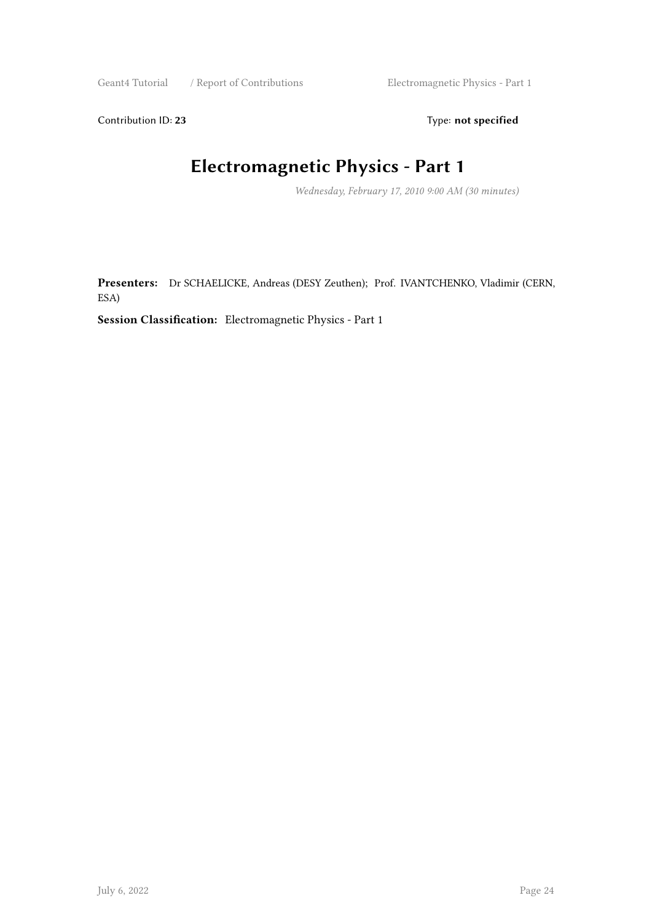Contribution ID: **23** Type: **not specified**

# Electromagnetic Physics - Part 1

*Wednesday, February 17, 2010 9:00 AM (30 minutes)*

**Presenters:** Dr SCHAELICKE, Andreas (DESY Zeuthen); Prof. IVANTCHENKO, Vladimir (CERN, ESA)

**Session Classification:** Electromagnetic Physics - Part 1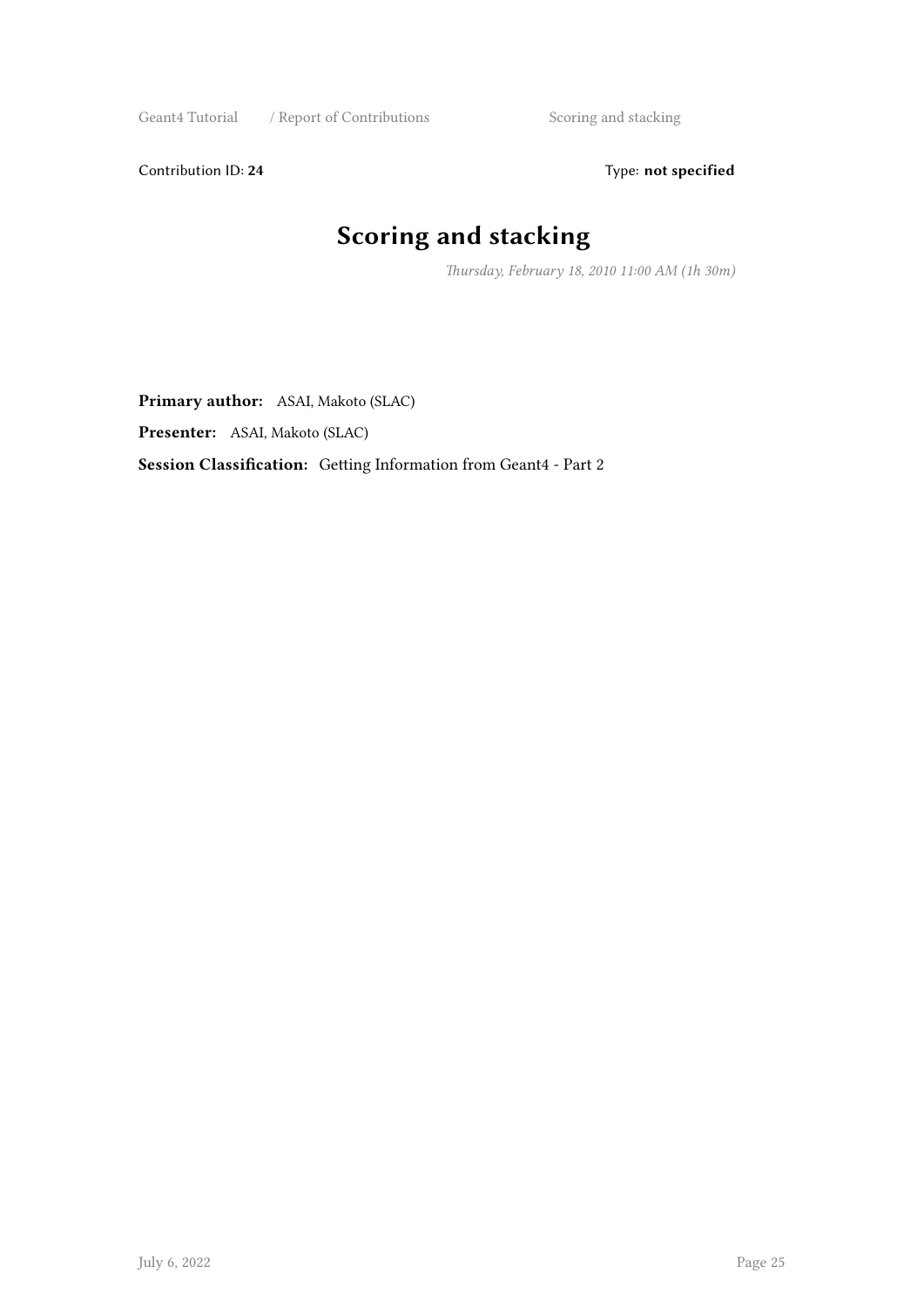Contribution ID: **24** Type: **not specified**

# Scoring and stacking

*Thursday, February 18, 2010 11:00 AM (1h 30m)*

**Primary author:** ASAI, Makoto (SLAC)

**Presenter:** ASAI, Makoto (SLAC)

**Session Classification:** Getting Information from Geant4 - Part 2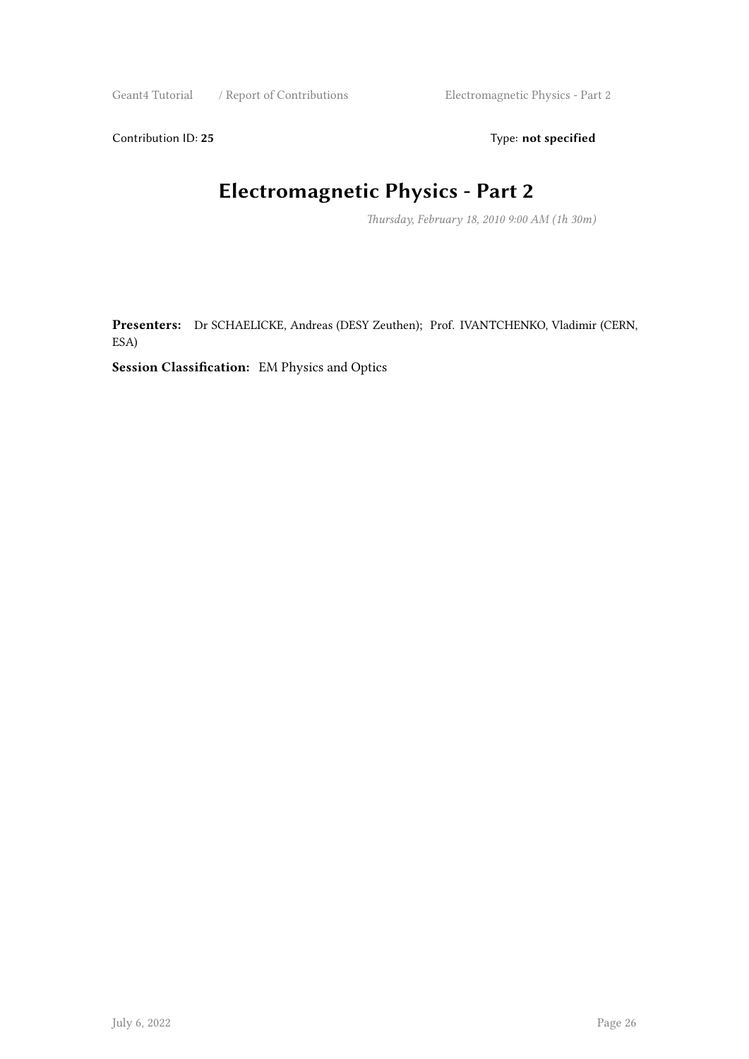Contribution ID: **25** Type: **not specified**

# Electromagnetic Physics - Part 2

*Thursday, February 18, 2010 9:00 AM (1h 30m)*

**Presenters:** Dr SCHAELICKE, Andreas (DESY Zeuthen); Prof. IVANTCHENKO, Vladimir (CERN, ESA)

**Session Classification:** EM Physics and Optics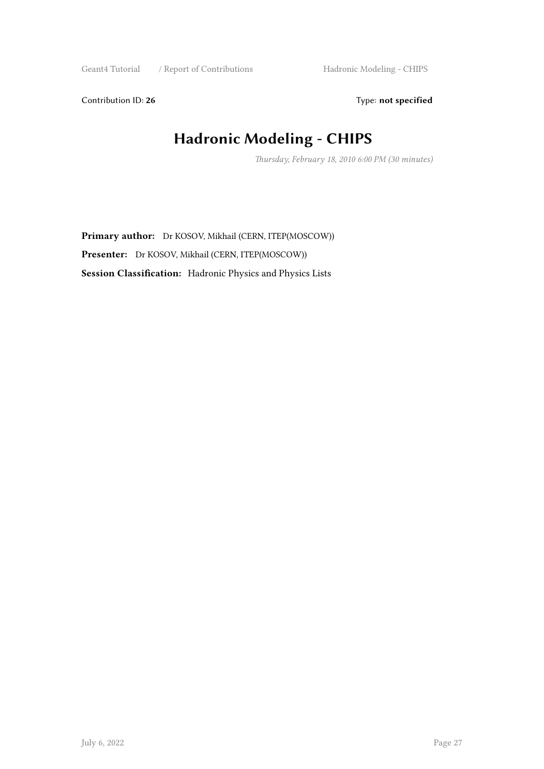Contribution ID: **26** Type: **not specified**

# Hadronic Modeling - CHIPS

*Thursday, February 18, 2010 6:00 PM (30 minutes)*

**Primary author:** Dr KOSOV, Mikhail (CERN, ITEP(MOSCOW))

**Presenter:** Dr KOSOV, Mikhail (CERN, ITEP(MOSCOW))

**Session Classification:** Hadronic Physics and Physics Lists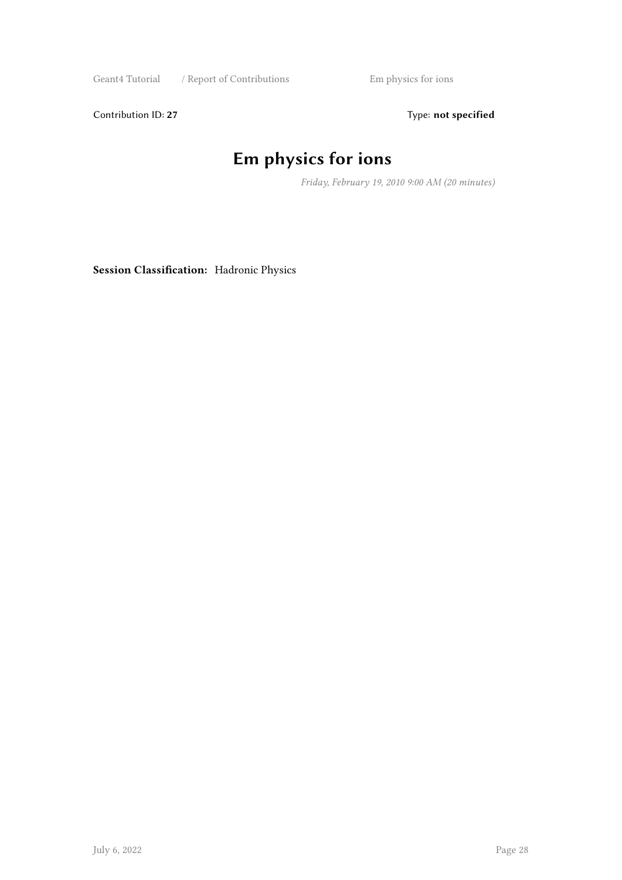Contribution ID: **27** Type: **not specified**

# Em physics for ions

*Friday, February 19, 2010 9:00 AM (20 minutes)*

**Session Classification:** Hadronic Physics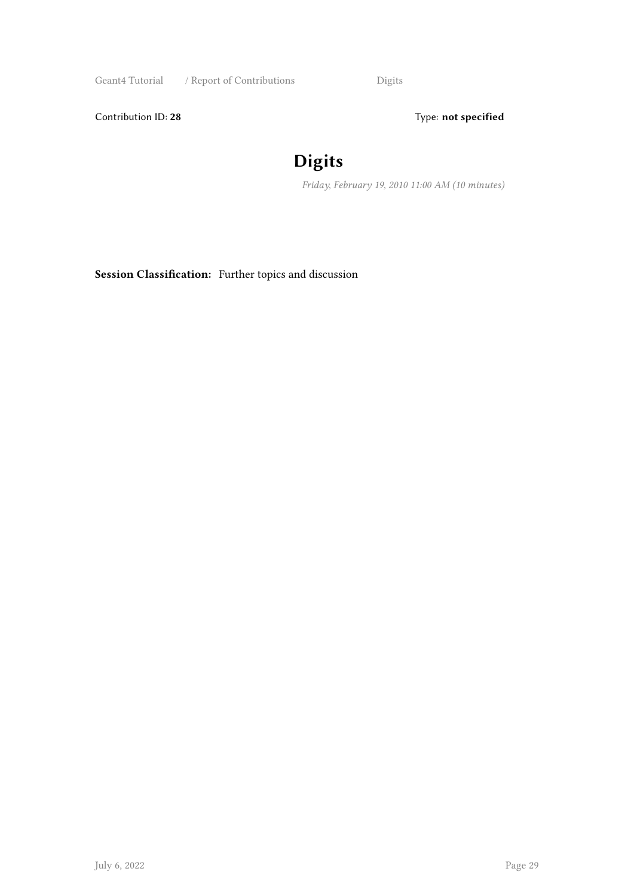Contribution ID: **28** Type: **not specified**

# Digits

*Friday, February 19, 2010 11:00 AM (10 minutes)*

**Session Classification:** Further topics and discussion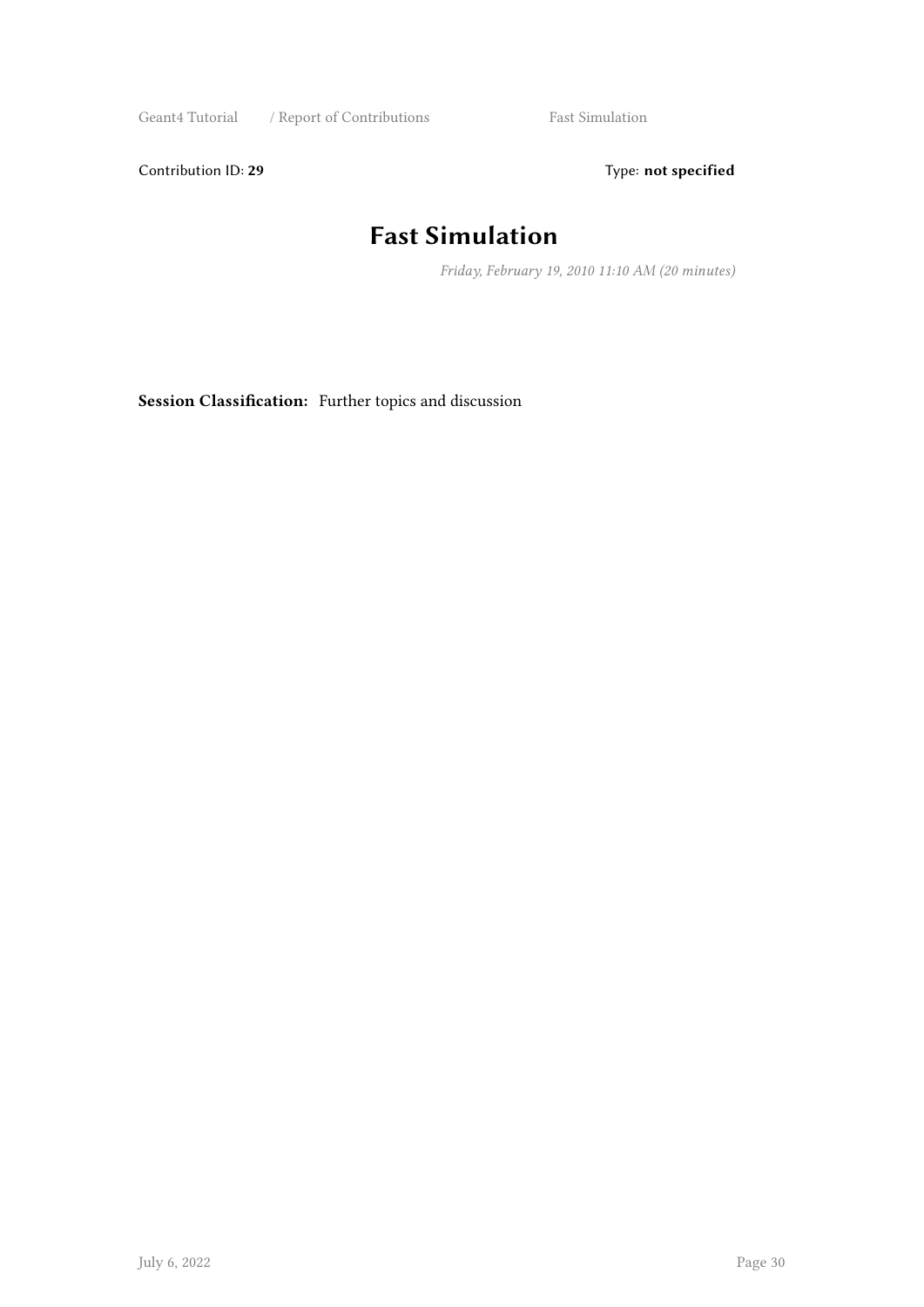Contribution ID: **29** Type: **not specified**

# Fast Simulation

*Friday, February 19, 2010 11:10 AM (20 minutes)*

**Session Classification:** Further topics and discussion